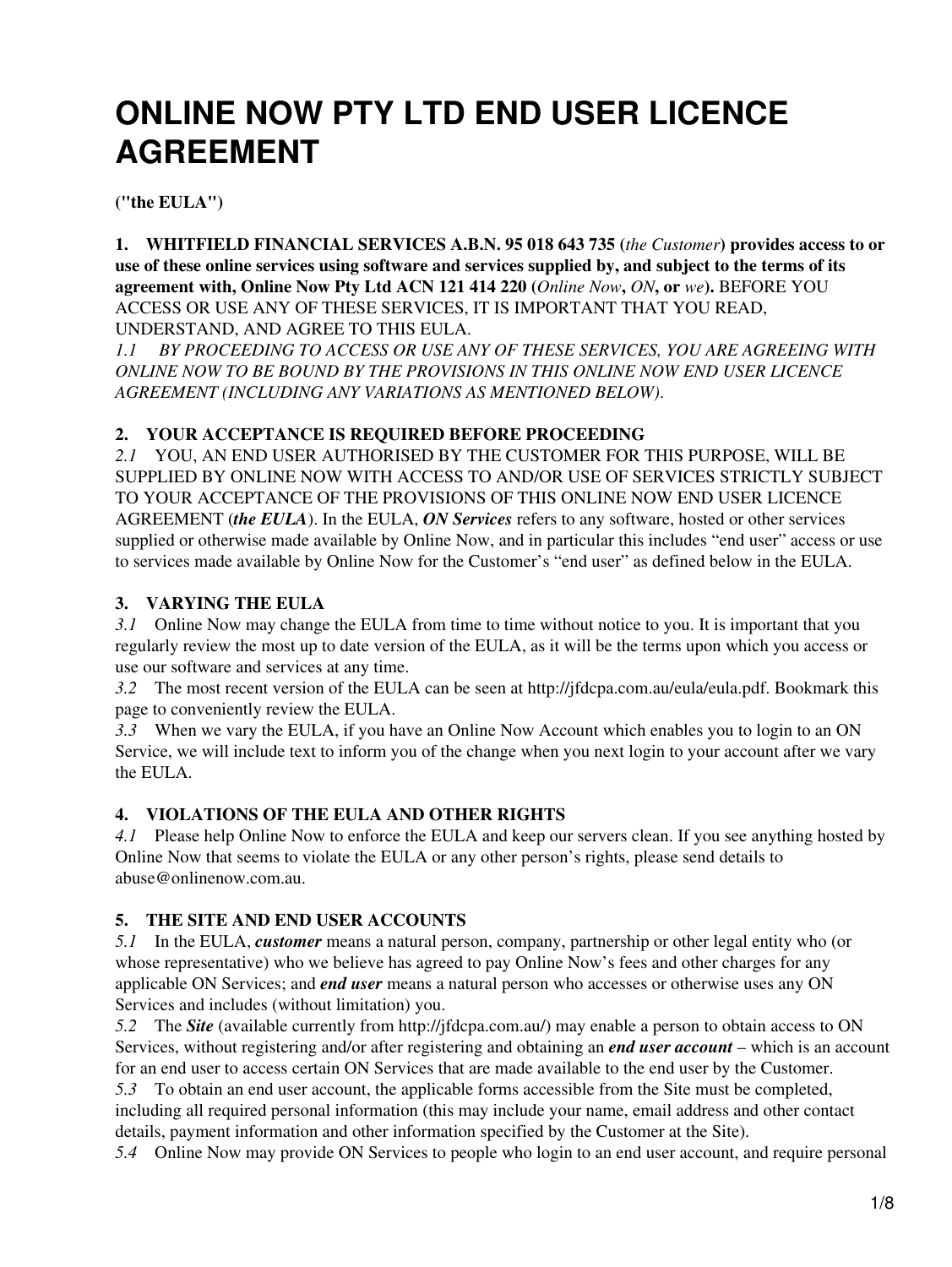# ONLINE NOW PTY LTD END USER LICENCE AGREEMENT

**("the EULA")**

**1. WHITFIELD FINANCIAL SERVICES A.B.N. 95 018 643 735 (*the Customer*) provides access to or use of these online services using software and services supplied by, and subject to the terms of its agreement with, Online Now Pty Ltd ACN 121 414 220 (*Online Now*, *ON*, or *we*).** BEFORE YOU ACCESS OR USE ANY OF THESE SERVICES, IT IS IMPORTANT THAT YOU READ, UNDERSTAND, AND AGREE TO THIS EULA.

*1.1 BY PROCEEDING TO ACCESS OR USE ANY OF THESE SERVICES, YOU ARE AGREEING WITH ONLINE NOW TO BE BOUND BY THE PROVISIONS IN THIS ONLINE NOW END USER LICENCE AGREEMENT (INCLUDING ANY VARIATIONS AS MENTIONED BELOW).*

**2. YOUR ACCEPTANCE IS REQUIRED BEFORE PROCEEDING**

*2.1* YOU, AN END USER AUTHORISED BY THE CUSTOMER FOR THIS PURPOSE, WILL BE SUPPLIED BY ONLINE NOW WITH ACCESS TO AND/OR USE OF SERVICES STRICTLY SUBJECT TO YOUR ACCEPTANCE OF THE PROVISIONS OF THIS ONLINE NOW END USER LICENCE AGREEMENT (***the EULA***). In the EULA, ***ON Services*** refers to any software, hosted or other services supplied or otherwise made available by Online Now, and in particular this includes "end user" access or use to services made available by Online Now for the Customer's "end user" as defined below in the EULA.

**3. VARYING THE EULA**

*3.1* Online Now may change the EULA from time to time without notice to you. It is important that you regularly review the most up to date version of the EULA, as it will be the terms upon which you access or use our software and services at any time.

*3.2* The most recent version of the EULA can be seen at http://jfdcpa.com.au/eula/eula.pdf. Bookmark this page to conveniently review the EULA.

*3.3* When we vary the EULA, if you have an Online Now Account which enables you to login to an ON Service, we will include text to inform you of the change when you next login to your account after we vary the EULA.

**4. VIOLATIONS OF THE EULA AND OTHER RIGHTS**

*4.1* Please help Online Now to enforce the EULA and keep our servers clean. If you see anything hosted by Online Now that seems to violate the EULA or any other person's rights, please send details to abuse@onlinenow.com.au.

**5. THE SITE AND END USER ACCOUNTS**

*5.1* In the EULA, ***customer*** means a natural person, company, partnership or other legal entity who (or whose representative) who we believe has agreed to pay Online Now's fees and other charges for any applicable ON Services; and ***end user*** means a natural person who accesses or otherwise uses any ON Services and includes (without limitation) you.

*5.2* The ***Site*** (available currently from http://jfdcpa.com.au/) may enable a person to obtain access to ON Services, without registering and/or after registering and obtaining an ***end user account*** – which is an account for an end user to access certain ON Services that are made available to the end user by the Customer.

*5.3* To obtain an end user account, the applicable forms accessible from the Site must be completed, including all required personal information (this may include your name, email address and other contact details, payment information and other information specified by the Customer at the Site).

*5.4* Online Now may provide ON Services to people who login to an end user account, and require personal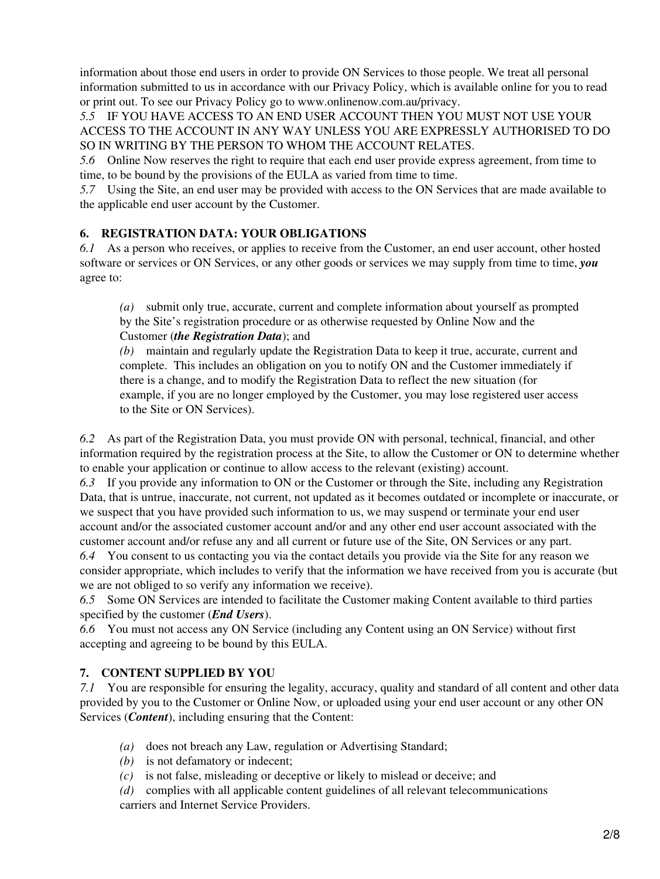information about those end users in order to provide ON Services to those people. We treat all personal information submitted to us in accordance with our Privacy Policy, which is available online for you to read or print out. To see our Privacy Policy go to www.onlinenow.com.au/privacy.

*5.5* IF YOU HAVE ACCESS TO AN END USER ACCOUNT THEN YOU MUST NOT USE YOUR ACCESS TO THE ACCOUNT IN ANY WAY UNLESS YOU ARE EXPRESSLY AUTHORISED TO DO SO IN WRITING BY THE PERSON TO WHOM THE ACCOUNT RELATES.

*5.6* Online Now reserves the right to require that each end user provide express agreement, from time to time, to be bound by the provisions of the EULA as varied from time to time.

*5.7* Using the Site, an end user may be provided with access to the ON Services that are made available to the applicable end user account by the Customer.

## 6. REGISTRATION DATA: YOUR OBLIGATIONS

*6.1* As a person who receives, or applies to receive from the Customer, an end user account, other hosted software or services or ON Services, or any other goods or services we may supply from time to time, ***you*** agree to:

> *(a)* submit only true, accurate, current and complete information about yourself as prompted by the Site's registration procedure or as otherwise requested by Online Now and the Customer (***the Registration Data***); and
>
> *(b)* maintain and regularly update the Registration Data to keep it true, accurate, current and complete. This includes an obligation on you to notify ON and the Customer immediately if there is a change, and to modify the Registration Data to reflect the new situation (for example, if you are no longer employed by the Customer, you may lose registered user access to the Site or ON Services).

*6.2* As part of the Registration Data, you must provide ON with personal, technical, financial, and other information required by the registration process at the Site, to allow the Customer or ON to determine whether to enable your application or continue to allow access to the relevant (existing) account.

*6.3* If you provide any information to ON or the Customer or through the Site, including any Registration Data, that is untrue, inaccurate, not current, not updated as it becomes outdated or incomplete or inaccurate, or we suspect that you have provided such information to us, we may suspend or terminate your end user account and/or the associated customer account and/or and any other end user account associated with the customer account and/or refuse any and all current or future use of the Site, ON Services or any part.

*6.4* You consent to us contacting you via the contact details you provide via the Site for any reason we consider appropriate, which includes to verify that the information we have received from you is accurate (but we are not obliged to so verify any information we receive).

*6.5* Some ON Services are intended to facilitate the Customer making Content available to third parties specified by the customer (***End Users***).

*6.6* You must not access any ON Service (including any Content using an ON Service) without first accepting and agreeing to be bound by this EULA.

## 7. CONTENT SUPPLIED BY YOU

*7.1* You are responsible for ensuring the legality, accuracy, quality and standard of all content and other data provided by you to the Customer or Online Now, or uploaded using your end user account or any other ON Services (***Content***), including ensuring that the Content:

> *(a)* does not breach any Law, regulation or Advertising Standard;
>
> *(b)* is not defamatory or indecent;
>
> *(c)* is not false, misleading or deceptive or likely to mislead or deceive; and
>
> *(d)* complies with all applicable content guidelines of all relevant telecommunications carriers and Internet Service Providers.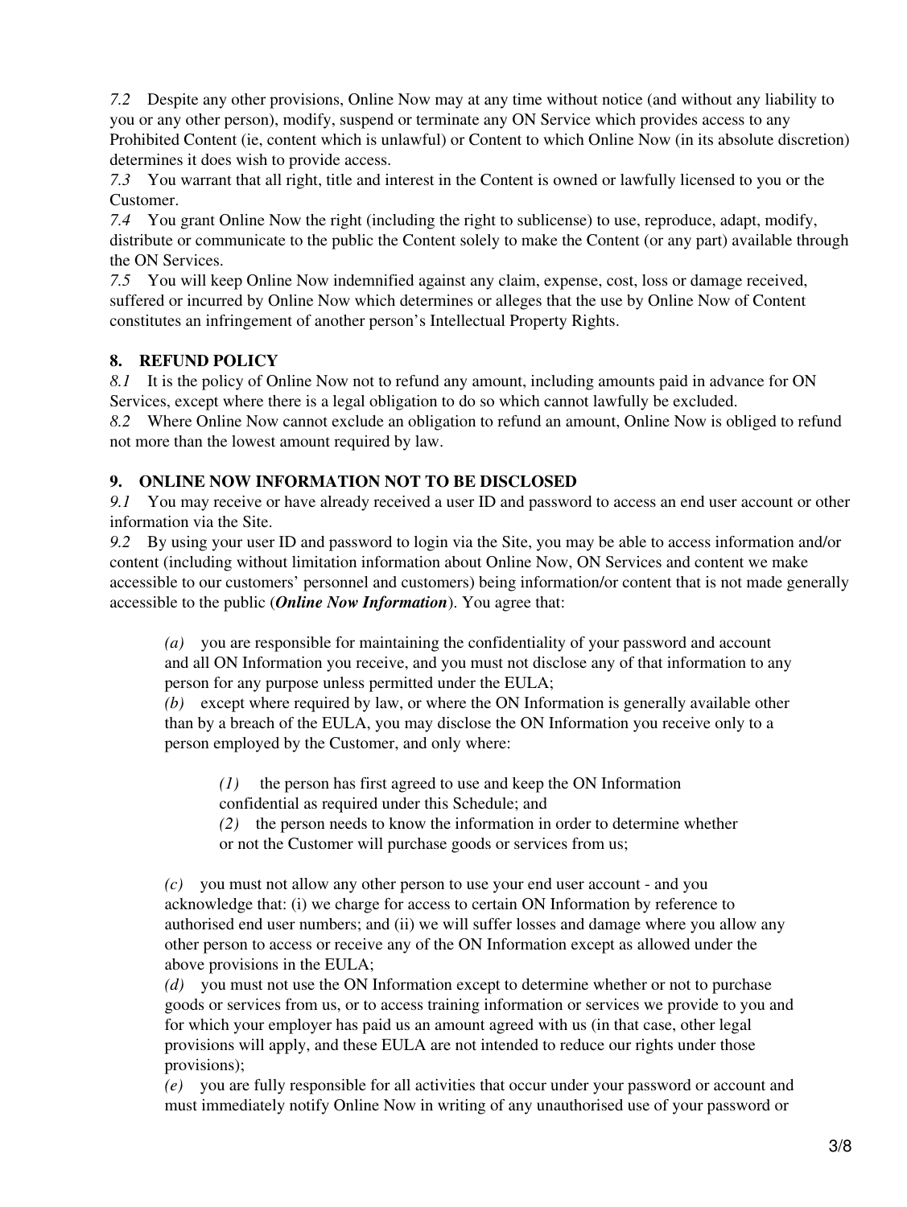*7.2* Despite any other provisions, Online Now may at any time without notice (and without any liability to you or any other person), modify, suspend or terminate any ON Service which provides access to any Prohibited Content (ie, content which is unlawful) or Content to which Online Now (in its absolute discretion) determines it does wish to provide access.

*7.3* You warrant that all right, title and interest in the Content is owned or lawfully licensed to you or the Customer.

*7.4* You grant Online Now the right (including the right to sublicense) to use, reproduce, adapt, modify, distribute or communicate to the public the Content solely to make the Content (or any part) available through the ON Services.

*7.5* You will keep Online Now indemnified against any claim, expense, cost, loss or damage received, suffered or incurred by Online Now which determines or alleges that the use by Online Now of Content constitutes an infringement of another person's Intellectual Property Rights.

**8. REFUND POLICY**

*8.1* It is the policy of Online Now not to refund any amount, including amounts paid in advance for ON Services, except where there is a legal obligation to do so which cannot lawfully be excluded.

*8.2* Where Online Now cannot exclude an obligation to refund an amount, Online Now is obliged to refund not more than the lowest amount required by law.

**9. ONLINE NOW INFORMATION NOT TO BE DISCLOSED**

*9.1* You may receive or have already received a user ID and password to access an end user account or other information via the Site.

*9.2* By using your user ID and password to login via the Site, you may be able to access information and/or content (including without limitation information about Online Now, ON Services and content we make accessible to our customers' personnel and customers) being information/or content that is not made generally accessible to the public (***Online Now Information***). You agree that:

> *(a)* you are responsible for maintaining the confidentiality of your password and account and all ON Information you receive, and you must not disclose any of that information to any person for any purpose unless permitted under the EULA;
>
> *(b)* except where required by law, or where the ON Information is generally available other than by a breach of the EULA, you may disclose the ON Information you receive only to a person employed by the Customer, and only where:
>
> > *(1)* the person has first agreed to use and keep the ON Information confidential as required under this Schedule; and
> >
> > *(2)* the person needs to know the information in order to determine whether or not the Customer will purchase goods or services from us;
>
> *(c)* you must not allow any other person to use your end user account - and you acknowledge that: (i) we charge for access to certain ON Information by reference to authorised end user numbers; and (ii) we will suffer losses and damage where you allow any other person to access or receive any of the ON Information except as allowed under the above provisions in the EULA;
>
> *(d)* you must not use the ON Information except to determine whether or not to purchase goods or services from us, or to access training information or services we provide to you and for which your employer has paid us an amount agreed with us (in that case, other legal provisions will apply, and these EULA are not intended to reduce our rights under those provisions);
>
> *(e)* you are fully responsible for all activities that occur under your password or account and must immediately notify Online Now in writing of any unauthorised use of your password or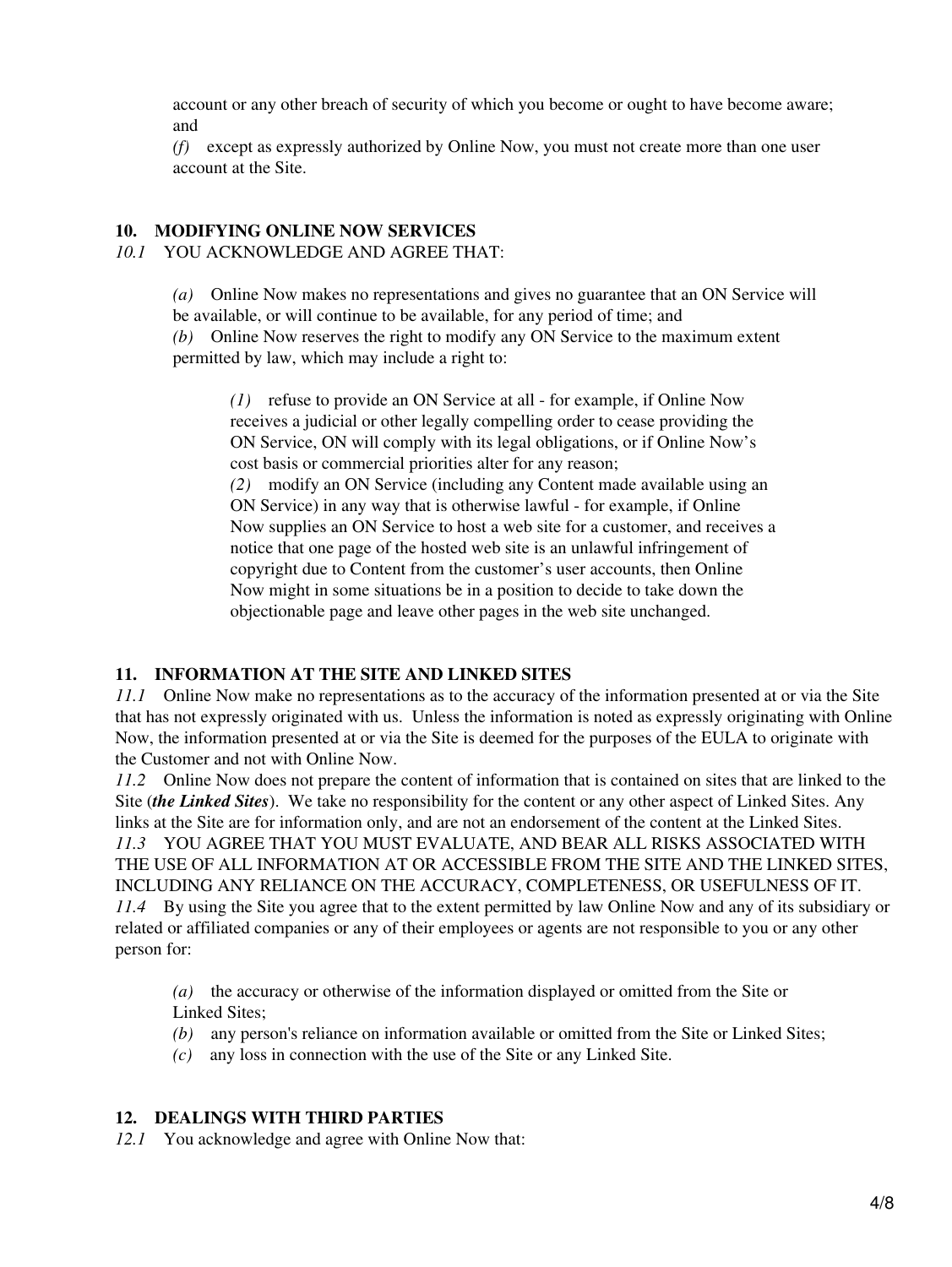account or any other breach of security of which you become or ought to have become aware; and

*(f)* except as expressly authorized by Online Now, you must not create more than one user account at the Site.

## 10. MODIFYING ONLINE NOW SERVICES

*10.1* YOU ACKNOWLEDGE AND AGREE THAT:

*(a)* Online Now makes no representations and gives no guarantee that an ON Service will be available, or will continue to be available, for any period of time; and

*(b)* Online Now reserves the right to modify any ON Service to the maximum extent permitted by law, which may include a right to:

*(1)* refuse to provide an ON Service at all - for example, if Online Now receives a judicial or other legally compelling order to cease providing the ON Service, ON will comply with its legal obligations, or if Online Now's cost basis or commercial priorities alter for any reason;

*(2)* modify an ON Service (including any Content made available using an ON Service) in any way that is otherwise lawful - for example, if Online Now supplies an ON Service to host a web site for a customer, and receives a notice that one page of the hosted web site is an unlawful infringement of copyright due to Content from the customer's user accounts, then Online Now might in some situations be in a position to decide to take down the objectionable page and leave other pages in the web site unchanged.

## 11. INFORMATION AT THE SITE AND LINKED SITES

*11.1* Online Now make no representations as to the accuracy of the information presented at or via the Site that has not expressly originated with us. Unless the information is noted as expressly originating with Online Now, the information presented at or via the Site is deemed for the purposes of the EULA to originate with the Customer and not with Online Now.

*11.2* Online Now does not prepare the content of information that is contained on sites that are linked to the Site (***the Linked Sites***). We take no responsibility for the content or any other aspect of Linked Sites. Any links at the Site are for information only, and are not an endorsement of the content at the Linked Sites.

*11.3* YOU AGREE THAT YOU MUST EVALUATE, AND BEAR ALL RISKS ASSOCIATED WITH THE USE OF ALL INFORMATION AT OR ACCESSIBLE FROM THE SITE AND THE LINKED SITES, INCLUDING ANY RELIANCE ON THE ACCURACY, COMPLETENESS, OR USEFULNESS OF IT.

*11.4* By using the Site you agree that to the extent permitted by law Online Now and any of its subsidiary or related or affiliated companies or any of their employees or agents are not responsible to you or any other person for:

*(a)* the accuracy or otherwise of the information displayed or omitted from the Site or Linked Sites;

*(b)* any person's reliance on information available or omitted from the Site or Linked Sites;

*(c)* any loss in connection with the use of the Site or any Linked Site.

## 12. DEALINGS WITH THIRD PARTIES

*12.1* You acknowledge and agree with Online Now that: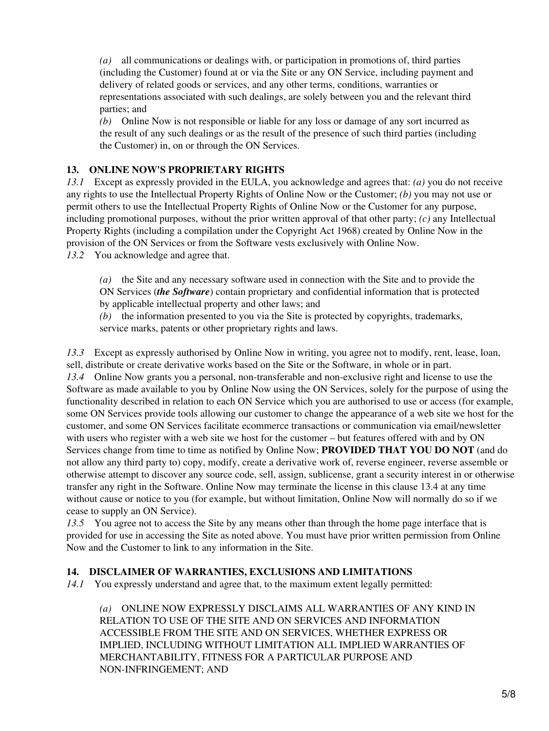*(a)* all communications or dealings with, or participation in promotions of, third parties (including the Customer) found at or via the Site or any ON Service, including payment and delivery of related goods or services, and any other terms, conditions, warranties or representations associated with such dealings, are solely between you and the relevant third parties; and

*(b)* Online Now is not responsible or liable for any loss or damage of any sort incurred as the result of any such dealings or as the result of the presence of such third parties (including the Customer) in, on or through the ON Services.

**13. ONLINE NOW'S PROPRIETARY RIGHTS**

*13.1* Except as expressly provided in the EULA, you acknowledge and agrees that: *(a)* you do not receive any rights to use the Intellectual Property Rights of Online Now or the Customer; *(b)* you may not use or permit others to use the Intellectual Property Rights of Online Now or the Customer for any purpose, including promotional purposes, without the prior written approval of that other party; *(c)* any Intellectual Property Rights (including a compilation under the Copyright Act 1968) created by Online Now in the provision of the ON Services or from the Software vests exclusively with Online Now.

*13.2* You acknowledge and agree that.

*(a)* the Site and any necessary software used in connection with the Site and to provide the ON Services (***the Software***) contain proprietary and confidential information that is protected by applicable intellectual property and other laws; and

*(b)* the information presented to you via the Site is protected by copyrights, trademarks, service marks, patents or other proprietary rights and laws.

*13.3* Except as expressly authorised by Online Now in writing, you agree not to modify, rent, lease, loan, sell, distribute or create derivative works based on the Site or the Software, in whole or in part.

*13.4* Online Now grants you a personal, non-transferable and non-exclusive right and license to use the Software as made available to you by Online Now using the ON Services, solely for the purpose of using the functionality described in relation to each ON Service which you are authorised to use or access (for example, some ON Services provide tools allowing our customer to change the appearance of a web site we host for the customer, and some ON Services facilitate ecommerce transactions or communication via email/newsletter with users who register with a web site we host for the customer – but features offered with and by ON Services change from time to time as notified by Online Now; **PROVIDED THAT YOU DO NOT** (and do not allow any third party to) copy, modify, create a derivative work of, reverse engineer, reverse assemble or otherwise attempt to discover any source code, sell, assign, sublicense, grant a security interest in or otherwise transfer any right in the Software. Online Now may terminate the license in this clause 13.4 at any time without cause or notice to you (for example, but without limitation, Online Now will normally do so if we cease to supply an ON Service).

*13.5* You agree not to access the Site by any means other than through the home page interface that is provided for use in accessing the Site as noted above. You must have prior written permission from Online Now and the Customer to link to any information in the Site.

**14. DISCLAIMER OF WARRANTIES, EXCLUSIONS AND LIMITATIONS**

*14.1* You expressly understand and agree that, to the maximum extent legally permitted:

*(a)* ONLINE NOW EXPRESSLY DISCLAIMS ALL WARRANTIES OF ANY KIND IN RELATION TO USE OF THE SITE AND ON SERVICES AND INFORMATION ACCESSIBLE FROM THE SITE AND ON SERVICES, WHETHER EXPRESS OR IMPLIED, INCLUDING WITHOUT LIMITATION ALL IMPLIED WARRANTIES OF MERCHANTABILITY, FITNESS FOR A PARTICULAR PURPOSE AND NON-INFRINGEMENT; AND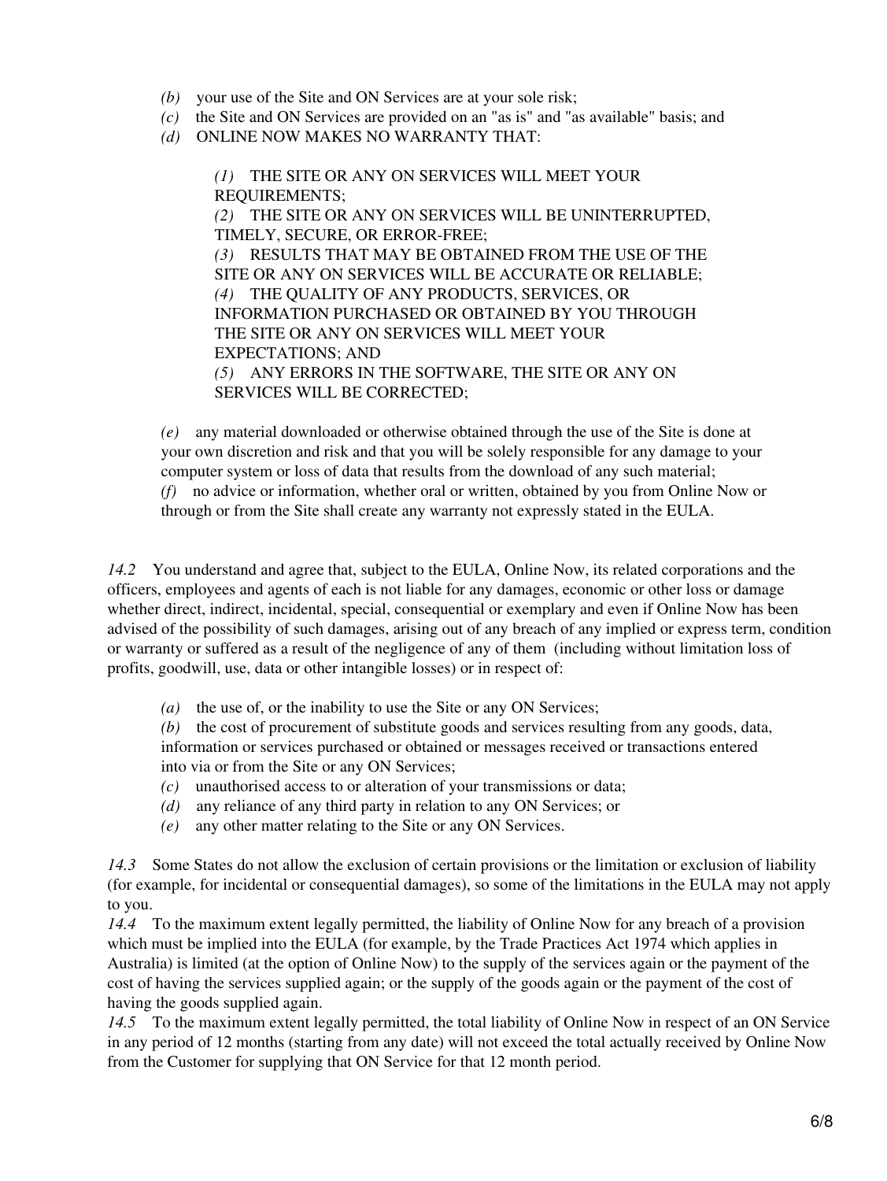*(b)* your use of the Site and ON Services are at your sole risk;

*(c)* the Site and ON Services are provided on an "as is" and "as available" basis; and

*(d)* ONLINE NOW MAKES NO WARRANTY THAT:

> *(1)* THE SITE OR ANY ON SERVICES WILL MEET YOUR REQUIREMENTS;
>
> *(2)* THE SITE OR ANY ON SERVICES WILL BE UNINTERRUPTED, TIMELY, SECURE, OR ERROR-FREE;
>
> *(3)* RESULTS THAT MAY BE OBTAINED FROM THE USE OF THE SITE OR ANY ON SERVICES WILL BE ACCURATE OR RELIABLE;
>
> *(4)* THE QUALITY OF ANY PRODUCTS, SERVICES, OR INFORMATION PURCHASED OR OBTAINED BY YOU THROUGH THE SITE OR ANY ON SERVICES WILL MEET YOUR EXPECTATIONS; AND
>
> *(5)* ANY ERRORS IN THE SOFTWARE, THE SITE OR ANY ON SERVICES WILL BE CORRECTED;

*(e)* any material downloaded or otherwise obtained through the use of the Site is done at your own discretion and risk and that you will be solely responsible for any damage to your computer system or loss of data that results from the download of any such material;

*(f)* no advice or information, whether oral or written, obtained by you from Online Now or through or from the Site shall create any warranty not expressly stated in the EULA.

*14.2* You understand and agree that, subject to the EULA, Online Now, its related corporations and the officers, employees and agents of each is not liable for any damages, economic or other loss or damage whether direct, indirect, incidental, special, consequential or exemplary and even if Online Now has been advised of the possibility of such damages, arising out of any breach of any implied or express term, condition or warranty or suffered as a result of the negligence of any of them (including without limitation loss of profits, goodwill, use, data or other intangible losses) or in respect of:

*(a)* the use of, or the inability to use the Site or any ON Services;

*(b)* the cost of procurement of substitute goods and services resulting from any goods, data, information or services purchased or obtained or messages received or transactions entered into via or from the Site or any ON Services;

*(c)* unauthorised access to or alteration of your transmissions or data;

*(d)* any reliance of any third party in relation to any ON Services; or

*(e)* any other matter relating to the Site or any ON Services.

*14.3* Some States do not allow the exclusion of certain provisions or the limitation or exclusion of liability (for example, for incidental or consequential damages), so some of the limitations in the EULA may not apply to you.

*14.4* To the maximum extent legally permitted, the liability of Online Now for any breach of a provision which must be implied into the EULA (for example, by the Trade Practices Act 1974 which applies in Australia) is limited (at the option of Online Now) to the supply of the services again or the payment of the cost of having the services supplied again; or the supply of the goods again or the payment of the cost of having the goods supplied again.

*14.5* To the maximum extent legally permitted, the total liability of Online Now in respect of an ON Service in any period of 12 months (starting from any date) will not exceed the total actually received by Online Now from the Customer for supplying that ON Service for that 12 month period.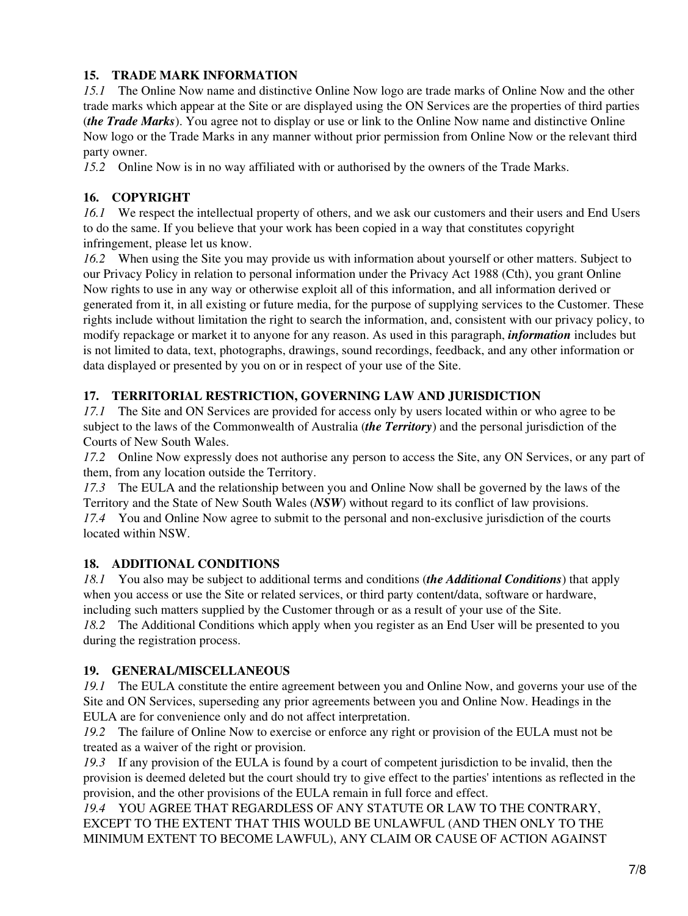## 15. TRADE MARK INFORMATION

*15.1* The Online Now name and distinctive Online Now logo are trade marks of Online Now and the other trade marks which appear at the Site or are displayed using the ON Services are the properties of third parties (***the Trade Marks***). You agree not to display or use or link to the Online Now name and distinctive Online Now logo or the Trade Marks in any manner without prior permission from Online Now or the relevant third party owner.

*15.2* Online Now is in no way affiliated with or authorised by the owners of the Trade Marks.

## 16. COPYRIGHT

*16.1* We respect the intellectual property of others, and we ask our customers and their users and End Users to do the same. If you believe that your work has been copied in a way that constitutes copyright infringement, please let us know.

*16.2* When using the Site you may provide us with information about yourself or other matters. Subject to our Privacy Policy in relation to personal information under the Privacy Act 1988 (Cth), you grant Online Now rights to use in any way or otherwise exploit all of this information, and all information derived or generated from it, in all existing or future media, for the purpose of supplying services to the Customer. These rights include without limitation the right to search the information, and, consistent with our privacy policy, to modify repackage or market it to anyone for any reason. As used in this paragraph, ***information*** includes but is not limited to data, text, photographs, drawings, sound recordings, feedback, and any other information or data displayed or presented by you on or in respect of your use of the Site.

## 17. TERRITORIAL RESTRICTION, GOVERNING LAW AND JURISDICTION

*17.1* The Site and ON Services are provided for access only by users located within or who agree to be subject to the laws of the Commonwealth of Australia (***the Territory***) and the personal jurisdiction of the Courts of New South Wales.

*17.2* Online Now expressly does not authorise any person to access the Site, any ON Services, or any part of them, from any location outside the Territory.

*17.3* The EULA and the relationship between you and Online Now shall be governed by the laws of the Territory and the State of New South Wales (***NSW***) without regard to its conflict of law provisions.

*17.4* You and Online Now agree to submit to the personal and non-exclusive jurisdiction of the courts located within NSW.

## 18. ADDITIONAL CONDITIONS

*18.1* You also may be subject to additional terms and conditions (***the Additional Conditions***) that apply when you access or use the Site or related services, or third party content/data, software or hardware, including such matters supplied by the Customer through or as a result of your use of the Site.

*18.2* The Additional Conditions which apply when you register as an End User will be presented to you during the registration process.

## 19. GENERAL/MISCELLANEOUS

*19.1* The EULA constitute the entire agreement between you and Online Now, and governs your use of the Site and ON Services, superseding any prior agreements between you and Online Now. Headings in the EULA are for convenience only and do not affect interpretation.

*19.2* The failure of Online Now to exercise or enforce any right or provision of the EULA must not be treated as a waiver of the right or provision.

*19.3* If any provision of the EULA is found by a court of competent jurisdiction to be invalid, then the provision is deemed deleted but the court should try to give effect to the parties' intentions as reflected in the provision, and the other provisions of the EULA remain in full force and effect.

*19.4* YOU AGREE THAT REGARDLESS OF ANY STATUTE OR LAW TO THE CONTRARY, EXCEPT TO THE EXTENT THAT THIS WOULD BE UNLAWFUL (AND THEN ONLY TO THE MINIMUM EXTENT TO BECOME LAWFUL), ANY CLAIM OR CAUSE OF ACTION AGAINST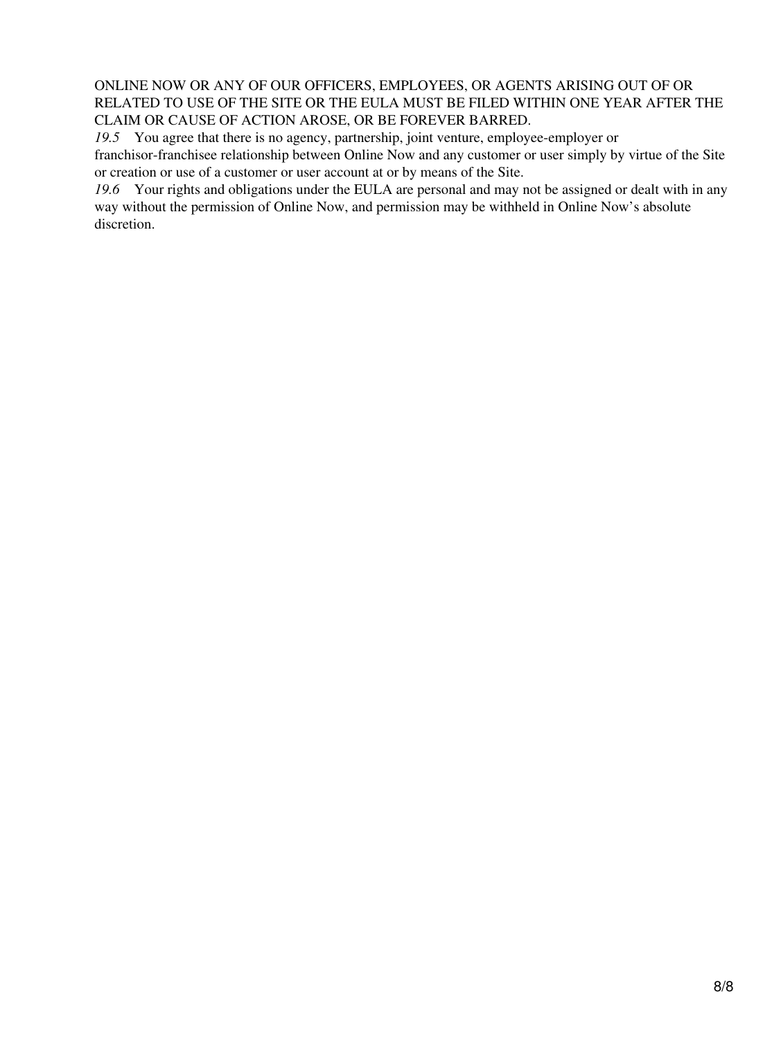ONLINE NOW OR ANY OF OUR OFFICERS, EMPLOYEES, OR AGENTS ARISING OUT OF OR RELATED TO USE OF THE SITE OR THE EULA MUST BE FILED WITHIN ONE YEAR AFTER THE CLAIM OR CAUSE OF ACTION AROSE, OR BE FOREVER BARRED.

*19.5* You agree that there is no agency, partnership, joint venture, employee-employer or franchisor-franchisee relationship between Online Now and any customer or user simply by virtue of the Site or creation or use of a customer or user account at or by means of the Site.

*19.6* Your rights and obligations under the EULA are personal and may not be assigned or dealt with in any way without the permission of Online Now, and permission may be withheld in Online Now's absolute discretion.